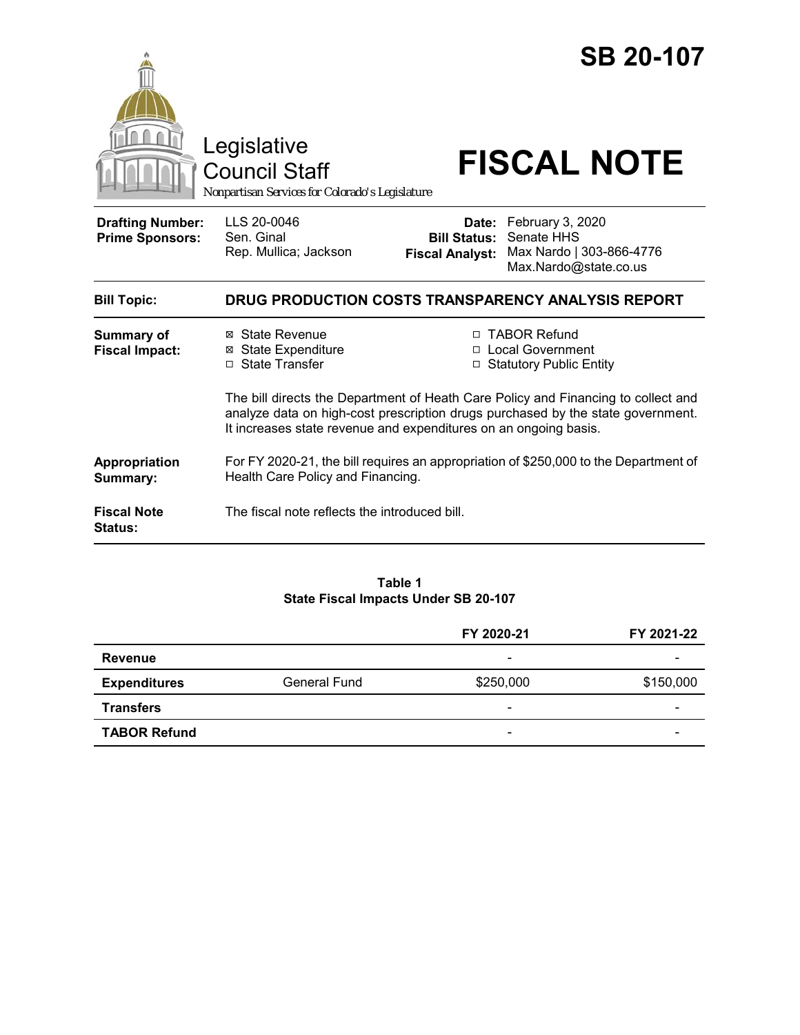# SB 20-107

Legislative Council Staff

*Nonpartisan Services for Colorado's Legislature*

# FISCAL NOTE

| | | | |
|---|---|---|---|
| **Drafting Number:** | LLS 20-0046 | **Date:** | February 3, 2020 |
| **Prime Sponsors:** | Sen. Ginal<br>Rep. Mullica; Jackson | **Bill Status:** | Senate HHS |
| | | **Fiscal Analyst:** | Max Nardo \| 303-866-4776<br>Max.Nardo@state.co.us |

**Bill Topic:** **DRUG PRODUCTION COSTS TRANSPARENCY ANALYSIS REPORT**

**Summary of Fiscal Impact:**

- ☒ State Revenue
- ☒ State Expenditure
- ☐ State Transfer
- ☐ TABOR Refund
- ☐ Local Government
- ☐ Statutory Public Entity

The bill directs the Department of Heath Care Policy and Financing to collect and analyze data on high-cost prescription drugs purchased by the state government. It increases state revenue and expenditures on an ongoing basis.

**Appropriation Summary:** For FY 2020-21, the bill requires an appropriation of $250,000 to the Department of Health Care Policy and Financing.

**Fiscal Note Status:** The fiscal note reflects the introduced bill.

**Table 1**
**State Fiscal Impacts Under SB 20-107**

| | | FY 2020-21 | FY 2021-22 |
|---|---|---|---|
| **Revenue** | | - | - |
| **Expenditures** | General Fund | $250,000 | $150,000 |
| **Transfers** | | - | - |
| **TABOR Refund** | | - | - |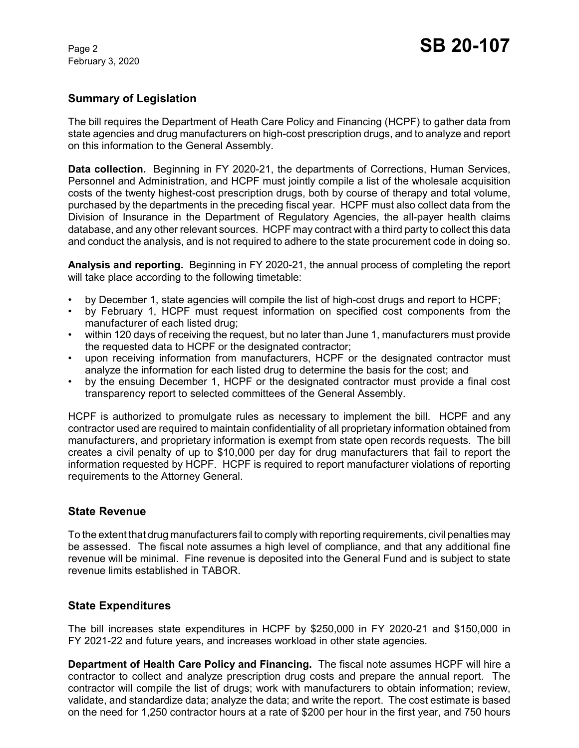## Summary of Legislation

The bill requires the Department of Heath Care Policy and Financing (HCPF) to gather data from state agencies and drug manufacturers on high-cost prescription drugs, and to analyze and report on this information to the General Assembly.

**Data collection.** Beginning in FY 2020-21, the departments of Corrections, Human Services, Personnel and Administration, and HCPF must jointly compile a list of the wholesale acquisition costs of the twenty highest-cost prescription drugs, both by course of therapy and total volume, purchased by the departments in the preceding fiscal year. HCPF must also collect data from the Division of Insurance in the Department of Regulatory Agencies, the all-payer health claims database, and any other relevant sources. HCPF may contract with a third party to collect this data and conduct the analysis, and is not required to adhere to the state procurement code in doing so.

**Analysis and reporting.** Beginning in FY 2020-21, the annual process of completing the report will take place according to the following timetable:

- by December 1, state agencies will compile the list of high-cost drugs and report to HCPF;
- by February 1, HCPF must request information on specified cost components from the manufacturer of each listed drug;
- within 120 days of receiving the request, but no later than June 1, manufacturers must provide the requested data to HCPF or the designated contractor;
- upon receiving information from manufacturers, HCPF or the designated contractor must analyze the information for each listed drug to determine the basis for the cost; and
- by the ensuing December 1, HCPF or the designated contractor must provide a final cost transparency report to selected committees of the General Assembly.

HCPF is authorized to promulgate rules as necessary to implement the bill. HCPF and any contractor used are required to maintain confidentiality of all proprietary information obtained from manufacturers, and proprietary information is exempt from state open records requests. The bill creates a civil penalty of up to $10,000 per day for drug manufacturers that fail to report the information requested by HCPF. HCPF is required to report manufacturer violations of reporting requirements to the Attorney General.

## State Revenue

To the extent that drug manufacturers fail to comply with reporting requirements, civil penalties may be assessed. The fiscal note assumes a high level of compliance, and that any additional fine revenue will be minimal. Fine revenue is deposited into the General Fund and is subject to state revenue limits established in TABOR.

## State Expenditures

The bill increases state expenditures in HCPF by $250,000 in FY 2020-21 and $150,000 in FY 2021-22 and future years, and increases workload in other state agencies.

**Department of Health Care Policy and Financing.** The fiscal note assumes HCPF will hire a contractor to collect and analyze prescription drug costs and prepare the annual report. The contractor will compile the list of drugs; work with manufacturers to obtain information; review, validate, and standardize data; analyze the data; and write the report. The cost estimate is based on the need for 1,250 contractor hours at a rate of $200 per hour in the first year, and 750 hours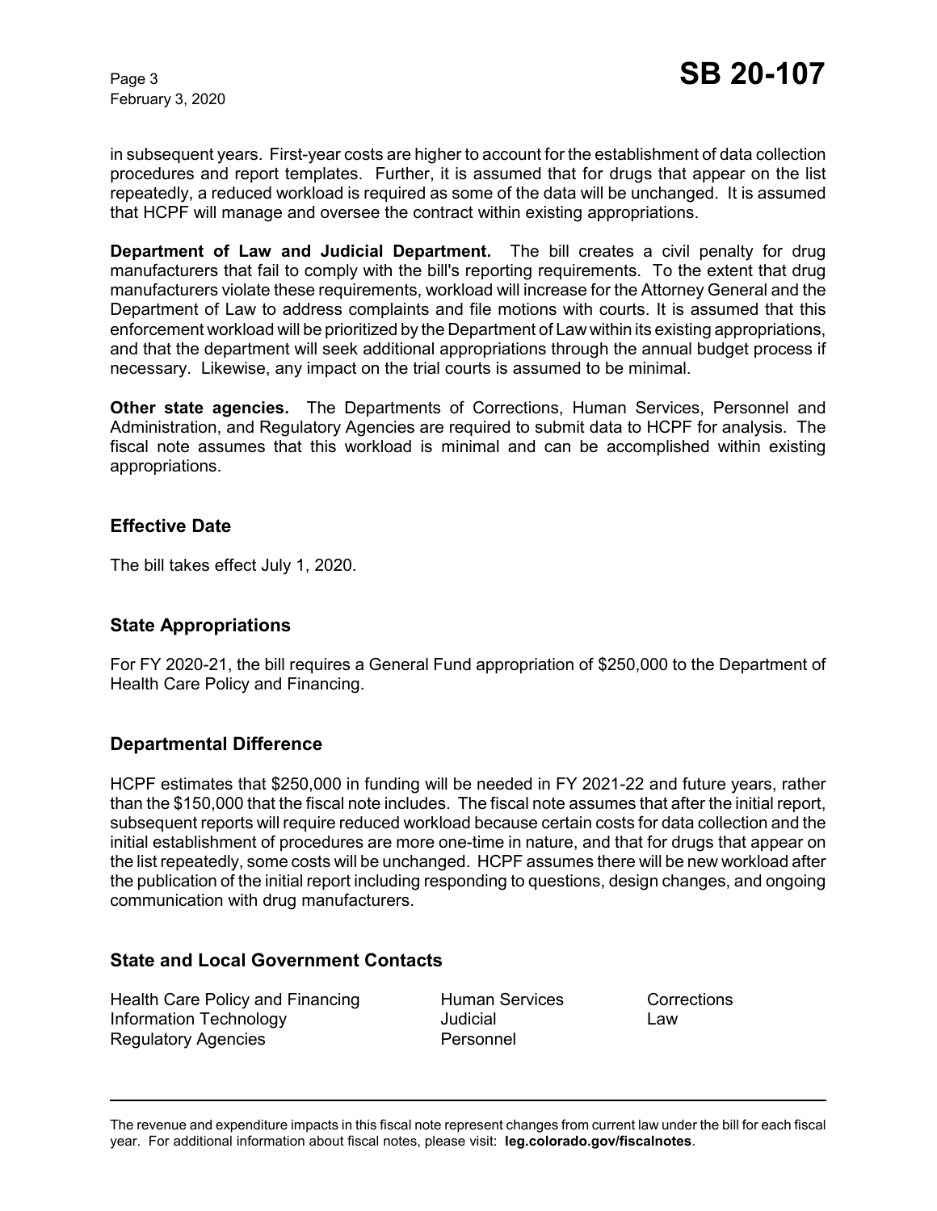in subsequent years. First-year costs are higher to account for the establishment of data collection procedures and report templates. Further, it is assumed that for drugs that appear on the list repeatedly, a reduced workload is required as some of the data will be unchanged. It is assumed that HCPF will manage and oversee the contract within existing appropriations.

**Department of Law and Judicial Department.** The bill creates a civil penalty for drug manufacturers that fail to comply with the bill's reporting requirements. To the extent that drug manufacturers violate these requirements, workload will increase for the Attorney General and the Department of Law to address complaints and file motions with courts. It is assumed that this enforcement workload will be prioritized by the Department of Law within its existing appropriations, and that the department will seek additional appropriations through the annual budget process if necessary. Likewise, any impact on the trial courts is assumed to be minimal.

**Other state agencies.** The Departments of Corrections, Human Services, Personnel and Administration, and Regulatory Agencies are required to submit data to HCPF for analysis. The fiscal note assumes that this workload is minimal and can be accomplished within existing appropriations.

## Effective Date

The bill takes effect July 1, 2020.

## State Appropriations

For FY 2020-21, the bill requires a General Fund appropriation of $250,000 to the Department of Health Care Policy and Financing.

## Departmental Difference

HCPF estimates that $250,000 in funding will be needed in FY 2021-22 and future years, rather than the $150,000 that the fiscal note includes. The fiscal note assumes that after the initial report, subsequent reports will require reduced workload because certain costs for data collection and the initial establishment of procedures are more one-time in nature, and that for drugs that appear on the list repeatedly, some costs will be unchanged. HCPF assumes there will be new workload after the publication of the initial report including responding to questions, design changes, and ongoing communication with drug manufacturers.

## State and Local Government Contacts

| | | |
|---|---|---|
| Health Care Policy and Financing | Human Services | Corrections |
| Information Technology | Judicial | Law |
| Regulatory Agencies | Personnel | |

The revenue and expenditure impacts in this fiscal note represent changes from current law under the bill for each fiscal year. For additional information about fiscal notes, please visit: **leg.colorado.gov/fiscalnotes**.